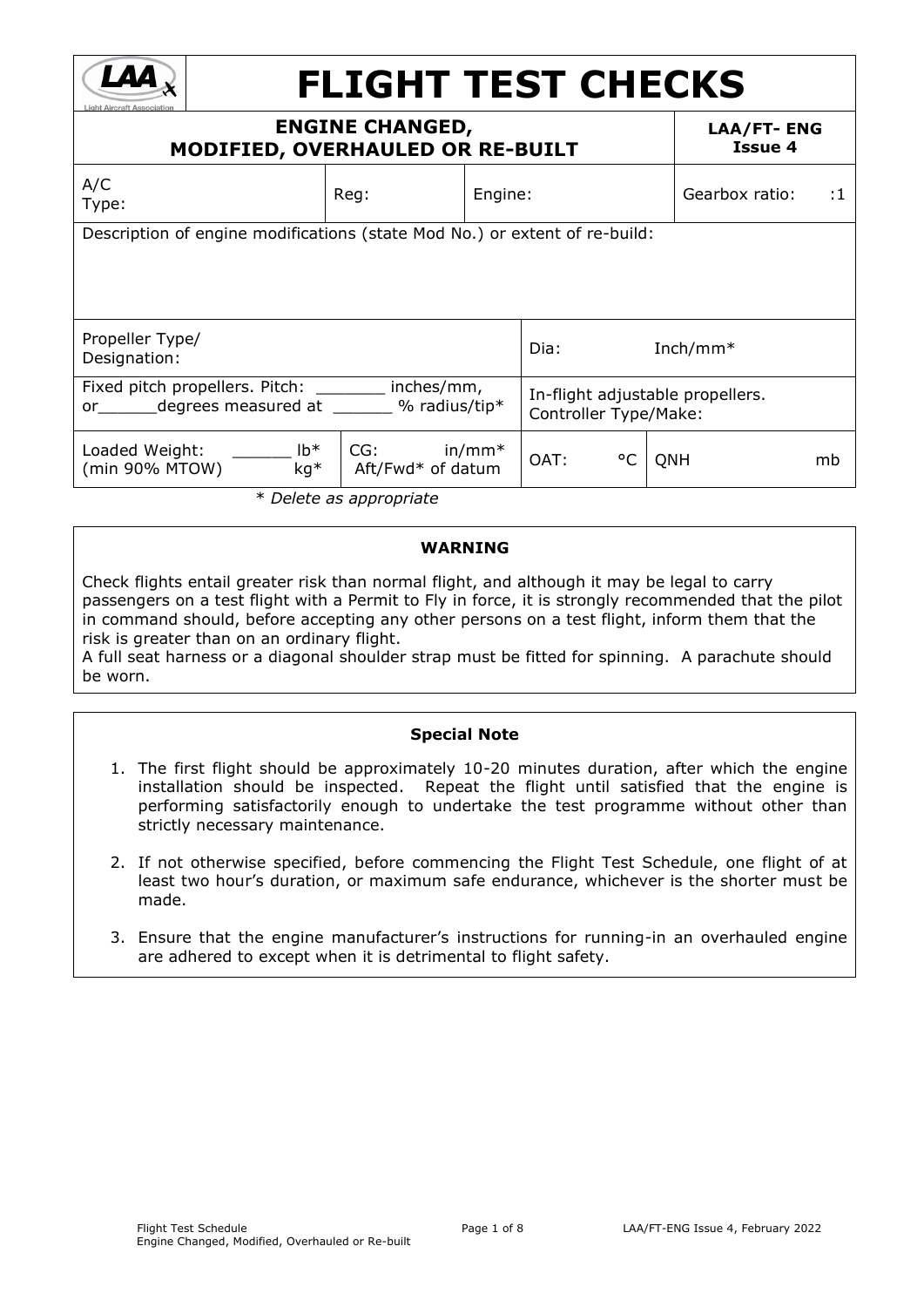# FLIGHT TEST CHECKS

## ENGINE CHANGED, MODIFIED, OVERHAULED OR RE-BUILT

**LAA/FT- ENG Issue 4**

| A/C Type: | Reg: | Engine: | Gearbox ratio: :1 |
|---|---|---|---|

Description of engine modifications (state Mod No.) or extent of re-build:

| Propeller Type/ Designation: | Dia: Inch/mm* |
|---|---|
| Fixed pitch propellers. Pitch: _______ inches/mm, or______degrees measured at ______ % radius/tip* | In-flight adjustable propellers. Controller Type/Make: |

| Loaded Weight: ______ lb* kg* (min 90% MTOW) | CG: in/mm* Aft/Fwd* of datum | OAT: °C | QNH mb |
|---|---|---|---|

*\* Delete as appropriate*

---

**WARNING**

Check flights entail greater risk than normal flight, and although it may be legal to carry passengers on a test flight with a Permit to Fly in force, it is strongly recommended that the pilot in command should, before accepting any other persons on a test flight, inform them that the risk is greater than on an ordinary flight.

A full seat harness or a diagonal shoulder strap must be fitted for spinning. A parachute should be worn.

---

**Special Note**

1. The first flight should be approximately 10-20 minutes duration, after which the engine installation should be inspected. Repeat the flight until satisfied that the engine is performing satisfactorily enough to undertake the test programme without other than strictly necessary maintenance.

2. If not otherwise specified, before commencing the Flight Test Schedule, one flight of at least two hour's duration, or maximum safe endurance, whichever is the shorter must be made.

3. Ensure that the engine manufacturer's instructions for running-in an overhauled engine are adhered to except when it is detrimental to flight safety.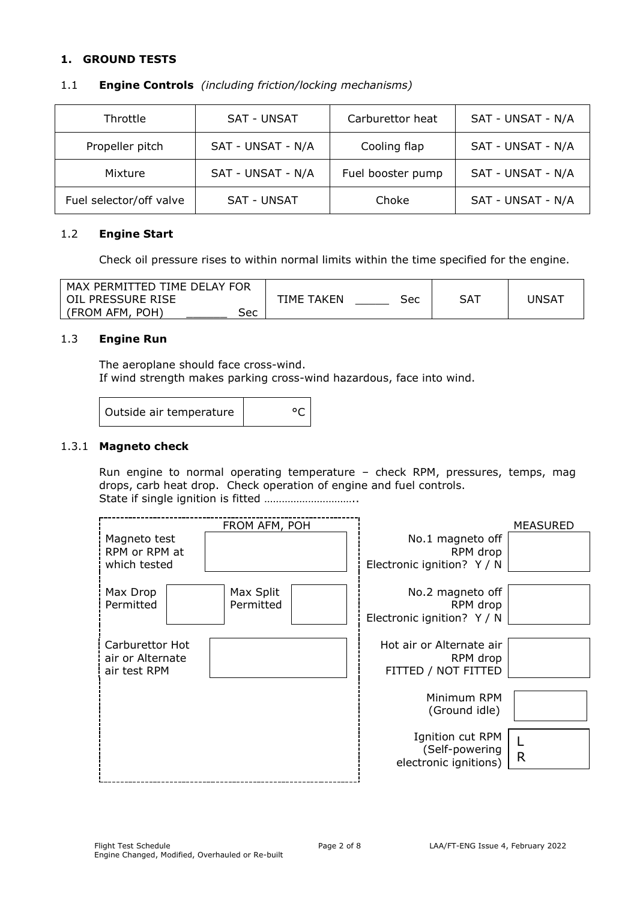## 1. GROUND TESTS

### 1.1 Engine Controls *(including friction/locking mechanisms)*

| Throttle | SAT - UNSAT | Carburettor heat | SAT - UNSAT - N/A |
|---|---|---|---|
| Propeller pitch | SAT - UNSAT - N/A | Cooling flap | SAT - UNSAT - N/A |
| Mixture | SAT - UNSAT - N/A | Fuel booster pump | SAT - UNSAT - N/A |
| Fuel selector/off valve | SAT - UNSAT | Choke | SAT - UNSAT - N/A |

### 1.2 Engine Start

Check oil pressure rises to within normal limits within the time specified for the engine.

| MAX PERMITTED TIME DELAY FOR OIL PRESSURE RISE (FROM AFM, POH) ______ Sec | TIME TAKEN _____ Sec | SAT | UNSAT |
|---|---|---|---|

### 1.3 Engine Run

The aeroplane should face cross-wind.
If wind strength makes parking cross-wind hazardous, face into wind.

| Outside air temperature | °C |
|---|---|

### 1.3.1 Magneto check

Run engine to normal operating temperature – check RPM, pressures, temps, mag drops, carb heat drop. Check operation of engine and fuel controls.
State if single ignition is fitted …………………………..

**FROM AFM, POH**

| Item | Value |
|---|---|
| Magneto test RPM or RPM at which tested | |
| Max Drop Permitted | |
| Max Split Permitted | |
| Carburettor Hot air or Alternate air test RPM | |

**MEASURED**

| Item | Value |
|---|---|
| No.1 magneto off RPM drop<br>Electronic ignition? Y / N | |
| No.2 magneto off RPM drop<br>Electronic ignition? Y / N | |
| Hot air or Alternate air RPM drop<br>FITTED / NOT FITTED | |
| Minimum RPM (Ground idle) | |
| Ignition cut RPM (Self-powering electronic ignitions) | L<br>R |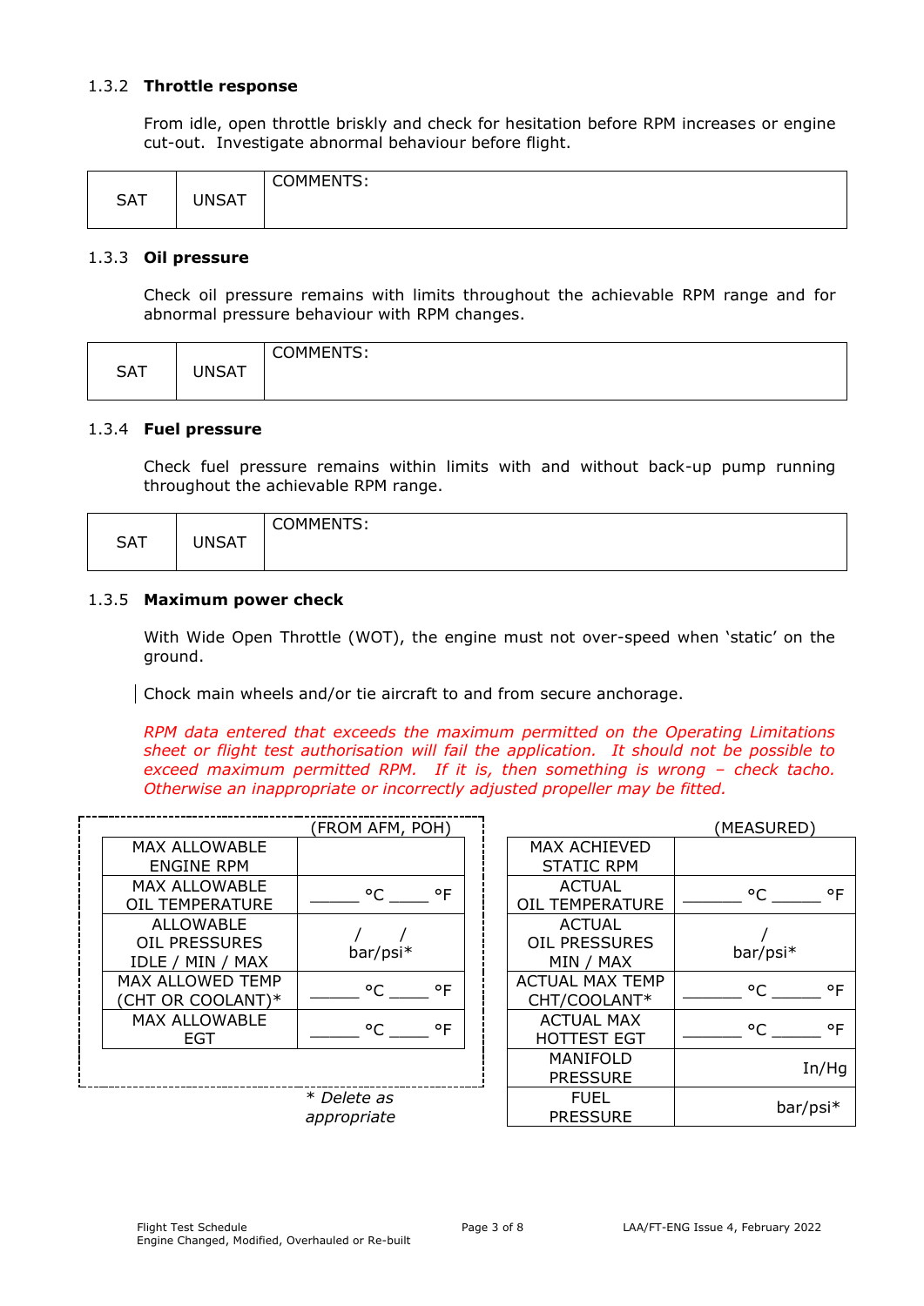### 1.3.2 **Throttle response**

From idle, open throttle briskly and check for hesitation before RPM increases or engine cut-out. Investigate abnormal behaviour before flight.

| SAT | UNSAT | COMMENTS: |
|---|---|---|

### 1.3.3 **Oil pressure**

Check oil pressure remains with limits throughout the achievable RPM range and for abnormal pressure behaviour with RPM changes.

| SAT | UNSAT | COMMENTS: |
|---|---|---|

### 1.3.4 **Fuel pressure**

Check fuel pressure remains within limits with and without back-up pump running throughout the achievable RPM range.

| SAT | UNSAT | COMMENTS: |
|---|---|---|

### 1.3.5 **Maximum power check**

With Wide Open Throttle (WOT), the engine must not over-speed when 'static' on the ground.

Chock main wheels and/or tie aircraft to and from secure anchorage.

*RPM data entered that exceeds the maximum permitted on the Operating Limitations sheet or flight test authorisation will fail the application. It should not be possible to exceed maximum permitted RPM. If it is, then something is wrong – check tacho. Otherwise an inappropriate or incorrectly adjusted propeller may be fitted.*

| | (FROM AFM, POH) |
|---|---|
| MAX ALLOWABLE ENGINE RPM | |
| MAX ALLOWABLE OIL TEMPERATURE | _____ °C _____ °F |
| ALLOWABLE OIL PRESSURES IDLE / MIN / MAX | / / bar/psi* |
| MAX ALLOWED TEMP (CHT OR COOLANT)* | _____ °C _____ °F |
| MAX ALLOWABLE EGT | _____ °C _____ °F |

| | (MEASURED) |
|---|---|
| MAX ACHIEVED STATIC RPM | |
| ACTUAL OIL TEMPERATURE | _____ °C _____ °F |
| ACTUAL OIL PRESSURES MIN / MAX | / bar/psi* |
| ACTUAL MAX TEMP CHT/COOLANT* | _____ °C _____ °F |
| ACTUAL MAX HOTTEST EGT | _____ °C _____ °F |
| MANIFOLD PRESSURE | In/Hg |
| FUEL PRESSURE | bar/psi* |

*\* Delete as appropriate*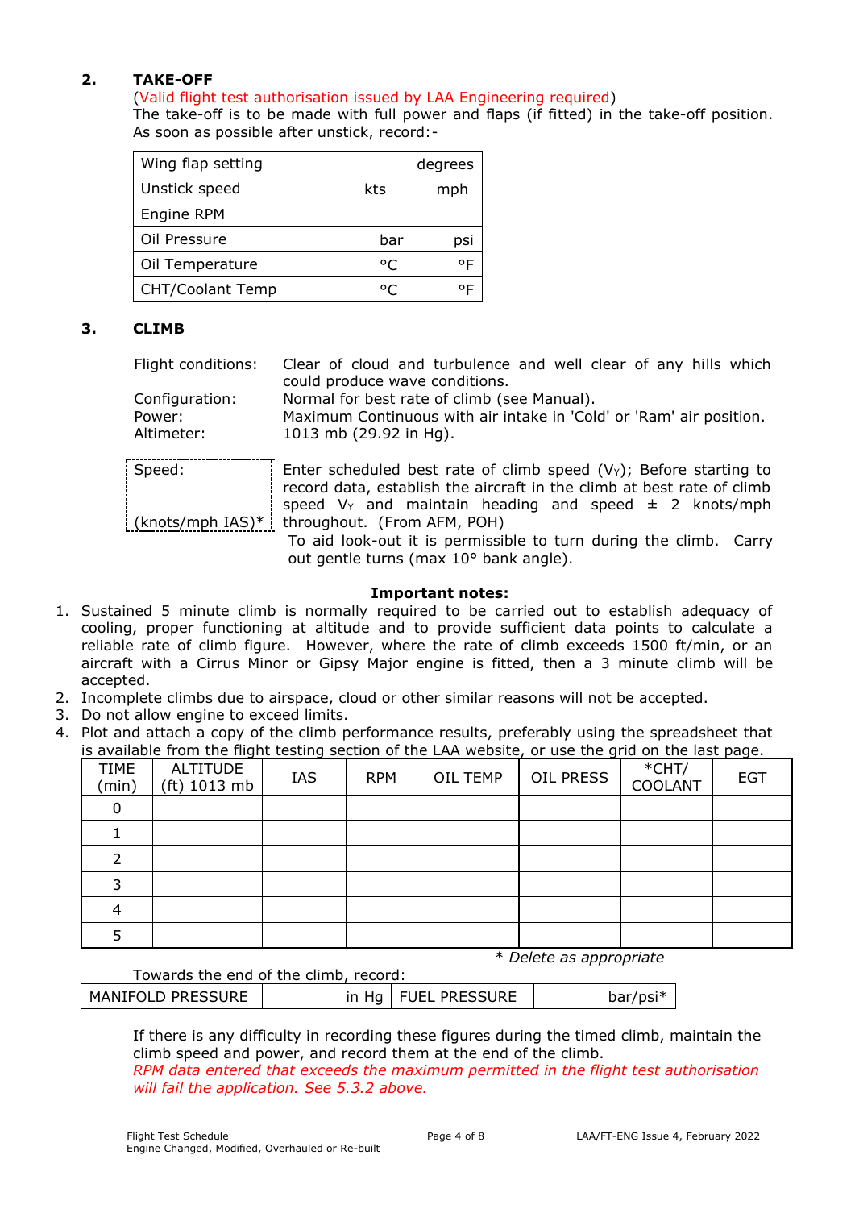## 2. TAKE-OFF

(Valid flight test authorisation issued by LAA Engineering required)
The take-off is to be made with full power and flaps (if fitted) in the take-off position. As soon as possible after unstick, record:-

| | |
|---|---|
| Wing flap setting | degrees |
| Unstick speed | kts mph |
| Engine RPM | |
| Oil Pressure | bar psi |
| Oil Temperature | °C °F |
| CHT/Coolant Temp | °C °F |

## 3. CLIMB

Flight conditions: Clear of cloud and turbulence and well clear of any hills which could produce wave conditions.
Configuration: Normal for best rate of climb (see Manual).
Power: Maximum Continuous with air intake in 'Cold' or 'Ram' air position.
Altimeter: 1013 mb (29.92 in Hg).

Speed: (knots/mph IAS)* — Enter scheduled best rate of climb speed ($V_Y$); Before starting to record data, establish the aircraft in the climb at best rate of climb speed $V_Y$ and maintain heading and speed ± 2 knots/mph throughout. (From AFM, POH)
To aid look-out it is permissible to turn during the climb. Carry out gentle turns (max 10° bank angle).

**Important notes:**

1. Sustained 5 minute climb is normally required to be carried out to establish adequacy of cooling, proper functioning at altitude and to provide sufficient data points to calculate a reliable rate of climb figure. However, where the rate of climb exceeds 1500 ft/min, or an aircraft with a Cirrus Minor or Gipsy Major engine is fitted, then a 3 minute climb will be accepted.
2. Incomplete climbs due to airspace, cloud or other similar reasons will not be accepted.
3. Do not allow engine to exceed limits.
4. Plot and attach a copy of the climb performance results, preferably using the spreadsheet that is available from the flight testing section of the LAA website, or use the grid on the last page.

| TIME (min) | ALTITUDE (ft) 1013 mb | IAS | RPM | OIL TEMP | OIL PRESS | *CHT/ COOLANT | EGT |
|---|---|---|---|---|---|---|---|
| 0 | | | | | | | |
| 1 | | | | | | | |
| 2 | | | | | | | |
| 3 | | | | | | | |
| 4 | | | | | | | |
| 5 | | | | | | | |

*\* Delete as appropriate*

Towards the end of the climb, record:

| MANIFOLD PRESSURE | in Hg | FUEL PRESSURE | bar/psi* |
|---|---|---|---|

If there is any difficulty in recording these figures during the timed climb, maintain the climb speed and power, and record them at the end of the climb.
*RPM data entered that exceeds the maximum permitted in the flight test authorisation will fail the application. See 5.3.2 above.*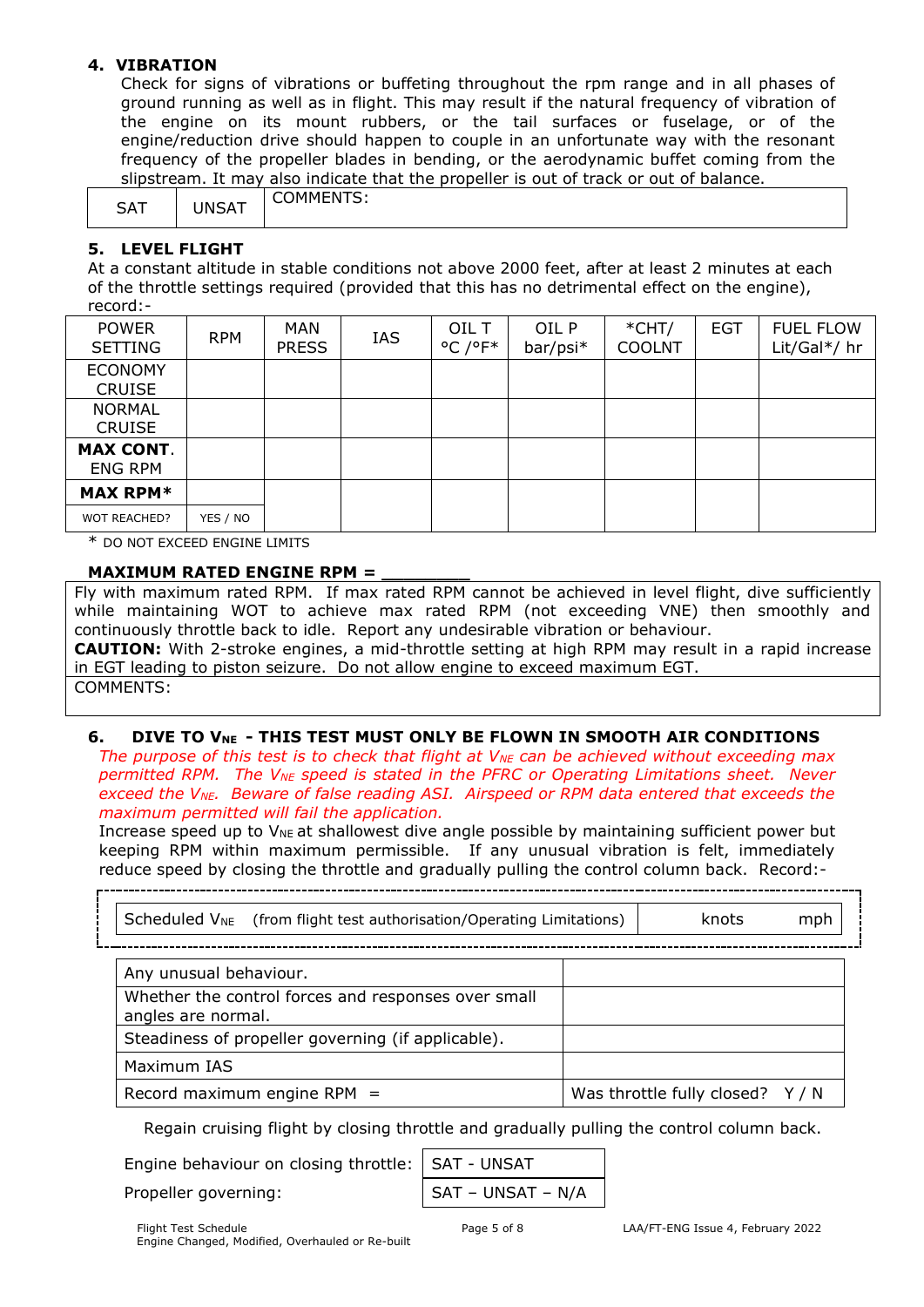## 4. VIBRATION

Check for signs of vibrations or buffeting throughout the rpm range and in all phases of ground running as well as in flight. This may result if the natural frequency of vibration of the engine on its mount rubbers, or the tail surfaces or fuselage, or of the engine/reduction drive should happen to couple in an unfortunate way with the resonant frequency of the propeller blades in bending, or the aerodynamic buffet coming from the slipstream. It may also indicate that the propeller is out of track or out of balance.

| SAT | UNSAT | COMMENTS: |
|---|---|---|

## 5. LEVEL FLIGHT

At a constant altitude in stable conditions not above 2000 feet, after at least 2 minutes at each of the throttle settings required (provided that this has no detrimental effect on the engine), record:-

| POWER SETTING | RPM | MAN PRESS | IAS | OIL T °C /°F* | OIL P bar/psi* | *CHT/ COOLNT | EGT | FUEL FLOW Lit/Gal*/ hr |
|---|---|---|---|---|---|---|---|---|
| ECONOMY CRUISE | | | | | | | | |
| NORMAL CRUISE | | | | | | | | |
| **MAX CONT.** ENG RPM | | | | | | | | |
| **MAX RPM*** | | | | | | | | |
| WOT REACHED? | YES / NO | | | | | | | |

\* DO NOT EXCEED ENGINE LIMITS

**MAXIMUM RATED ENGINE RPM = ________**

Fly with maximum rated RPM. If max rated RPM cannot be achieved in level flight, dive sufficiently while maintaining WOT to achieve max rated RPM (not exceeding VNE) then smoothly and continuously throttle back to idle. Report any undesirable vibration or behaviour.

**CAUTION:** With 2-stroke engines, a mid-throttle setting at high RPM may result in a rapid increase in EGT leading to piston seizure. Do not allow engine to exceed maximum EGT.

COMMENTS:

## 6. DIVE TO $V_{NE}$ - THIS TEST MUST ONLY BE FLOWN IN SMOOTH AIR CONDITIONS

*The purpose of this test is to check that flight at $V_{NE}$ can be achieved without exceeding max permitted RPM. The $V_{NE}$ speed is stated in the PFRC or Operating Limitations sheet. Never exceed the $V_{NE}$. Beware of false reading ASI. Airspeed or RPM data entered that exceeds the maximum permitted will fail the application.*

Increase speed up to $V_{NE}$ at shallowest dive angle possible by maintaining sufficient power but keeping RPM within maximum permissible. If any unusual vibration is felt, immediately reduce speed by closing the throttle and gradually pulling the control column back. Record:-

| Scheduled $V_{NE}$ (from flight test authorisation/Operating Limitations) | knots mph |
|---|---|

| | |
|---|---|
| Any unusual behaviour. | |
| Whether the control forces and responses over small angles are normal. | |
| Steadiness of propeller governing (if applicable). | |
| Maximum IAS | |
| Record maximum engine RPM = | Was throttle fully closed? Y / N |

Regain cruising flight by closing throttle and gradually pulling the control column back.

| | |
|---|---|
| Engine behaviour on closing throttle: | SAT - UNSAT |
| Propeller governing: | SAT – UNSAT – N/A |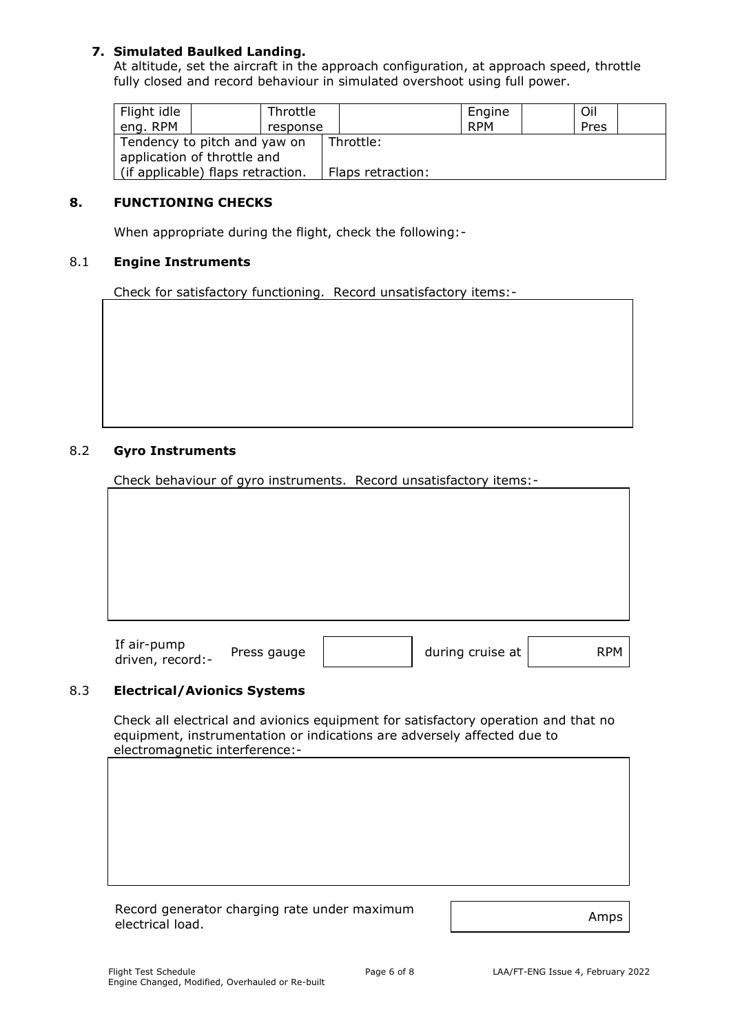### 7. Simulated Baulked Landing.

At altitude, set the aircraft in the approach configuration, at approach speed, throttle fully closed and record behaviour in simulated overshoot using full power.

| Flight idle eng. RPM | | Throttle response | | Engine RPM | | Oil Pres | |
|---|---|---|---|---|---|---|---|
| Tendency to pitch and yaw on application of throttle and (if applicable) flaps retraction. | | | Throttle: Flaps retraction: | | | | |

## 8. FUNCTIONING CHECKS

When appropriate during the flight, check the following:-

### 8.1 Engine Instruments

Check for satisfactory functioning. Record unsatisfactory items:-

| |
|---|
| |

### 8.2 Gyro Instruments

Check behaviour of gyro instruments. Record unsatisfactory items:-

| |
|---|
| |

| If air-pump driven, record:- | Press gauge | | during cruise at | RPM |
|---|---|---|---|---|

### 8.3 Electrical/Avionics Systems

Check all electrical and avionics equipment for satisfactory operation and that no equipment, instrumentation or indications are adversely affected due to electromagnetic interference:-

| |
|---|
| |

| Record generator charging rate under maximum electrical load. | Amps |
|---|---|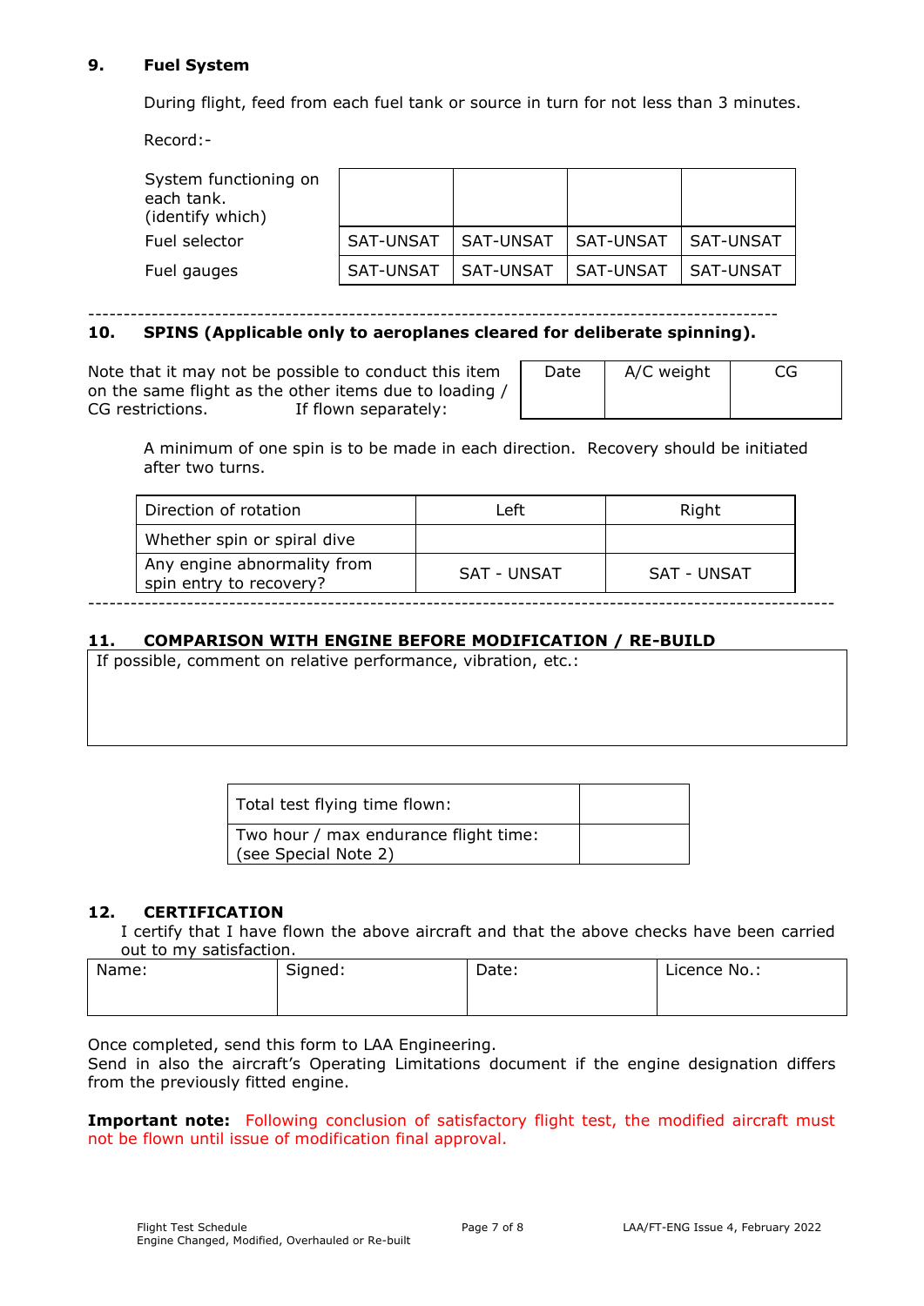**9. Fuel System**

During flight, feed from each fuel tank or source in turn for not less than 3 minutes.

Record:-

| | | | | |
|---|---|---|---|---|
| System functioning on each tank. (identify which) | | | | |
| Fuel selector | SAT-UNSAT | SAT-UNSAT | SAT-UNSAT | SAT-UNSAT |
| Fuel gauges | SAT-UNSAT | SAT-UNSAT | SAT-UNSAT | SAT-UNSAT |

---

**10. SPINS (Applicable only to aeroplanes cleared for deliberate spinning).**

Note that it may not be possible to conduct this item on the same flight as the other items due to loading / CG restrictions. If flown separately:

| Date | A/C weight | CG |
|---|---|---|
| | | |

A minimum of one spin is to be made in each direction. Recovery should be initiated after two turns.

| Direction of rotation | Left | Right |
|---|---|---|
| Whether spin or spiral dive | | |
| Any engine abnormality from spin entry to recovery? | SAT - UNSAT | SAT - UNSAT |

---

**11. COMPARISON WITH ENGINE BEFORE MODIFICATION / RE-BUILD**

If possible, comment on relative performance, vibration, etc.:

| | |
|---|---|
| Total test flying time flown: | |
| Two hour / max endurance flight time: (see Special Note 2) | |

**12. CERTIFICATION**

I certify that I have flown the above aircraft and that the above checks have been carried out to my satisfaction.

| Name: | Signed: | Date: | Licence No.: |
|---|---|---|---|
| | | | |

Once completed, send this form to LAA Engineering.
Send in also the aircraft's Operating Limitations document if the engine designation differs from the previously fitted engine.

**Important note:** Following conclusion of satisfactory flight test, the modified aircraft must not be flown until issue of modification final approval.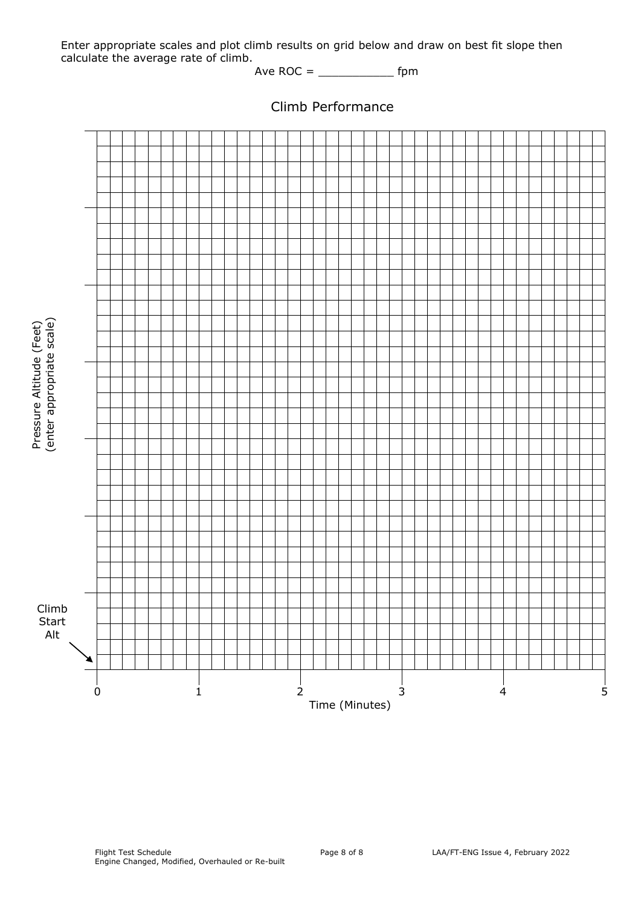Enter appropriate scales and plot climb results on grid below and draw on best fit slope then calculate the average rate of climb.

Ave ROC = ___________ fpm

Climb Performance

Pressure Altitude (Feet)
(enter appropriate scale)

Climb
Start
Alt

0
1
2
3
4
5

Time (Minutes)